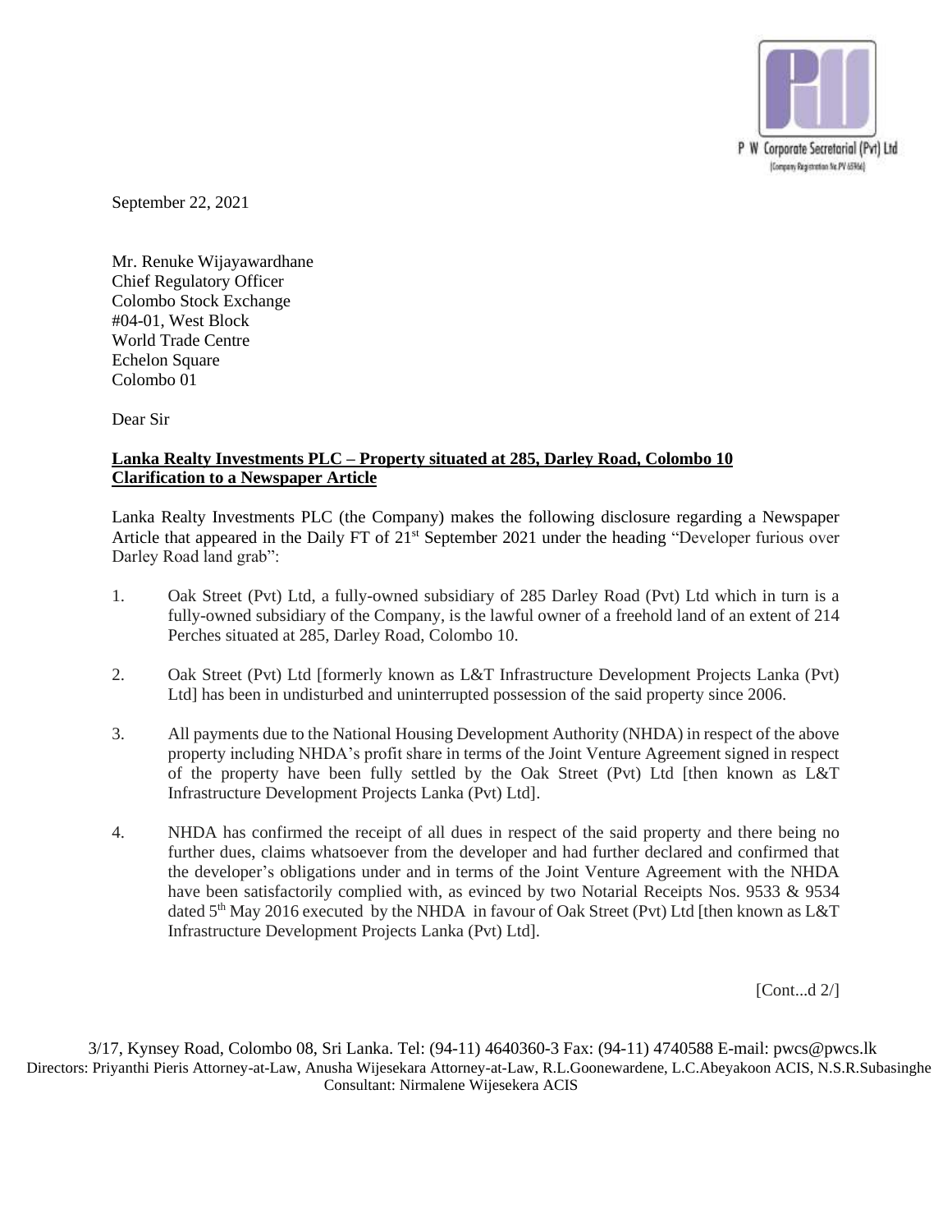P W Corporate Secretarial (Pvt) Ltd

September 22, 2021

Mr. Renuke Wijayawardhane
Chief Regulatory Officer
Colombo Stock Exchange
#04-01, West Block
World Trade Centre
Echelon Square
Colombo 01

Dear Sir

**Lanka Realty Investments PLC – Property situated at 285, Darley Road, Colombo 10**
**Clarification to a Newspaper Article**

Lanka Realty Investments PLC (the Company) makes the following disclosure regarding a Newspaper Article that appeared in the Daily FT of 21st September 2021 under the heading "Developer furious over Darley Road land grab":

1. Oak Street (Pvt) Ltd, a fully-owned subsidiary of 285 Darley Road (Pvt) Ltd which in turn is a fully-owned subsidiary of the Company, is the lawful owner of a freehold land of an extent of 214 Perches situated at 285, Darley Road, Colombo 10.

2. Oak Street (Pvt) Ltd [formerly known as L&T Infrastructure Development Projects Lanka (Pvt) Ltd] has been in undisturbed and uninterrupted possession of the said property since 2006.

3. All payments due to the National Housing Development Authority (NHDA) in respect of the above property including NHDA's profit share in terms of the Joint Venture Agreement signed in respect of the property have been fully settled by the Oak Street (Pvt) Ltd [then known as L&T Infrastructure Development Projects Lanka (Pvt) Ltd].

4. NHDA has confirmed the receipt of all dues in respect of the said property and there being no further dues, claims whatsoever from the developer and had further declared and confirmed that the developer's obligations under and in terms of the Joint Venture Agreement with the NHDA have been satisfactorily complied with, as evinced by two Notarial Receipts Nos. 9533 & 9534 dated 5th May 2016 executed by the NHDA in favour of Oak Street (Pvt) Ltd [then known as L&T Infrastructure Development Projects Lanka (Pvt) Ltd].

[Cont...d 2/]

3/17, Kynsey Road, Colombo 08, Sri Lanka. Tel: (94-11) 4640360-3 Fax: (94-11) 4740588 E-mail: pwcs@pwcs.lk
Directors: Priyanthi Pieris Attorney-at-Law, Anusha Wijesekara Attorney-at-Law, R.L.Goonewardene, L.C.Abeyakoon ACIS, N.S.R.Subasinghe
Consultant: Nirmalene Wijesekera ACIS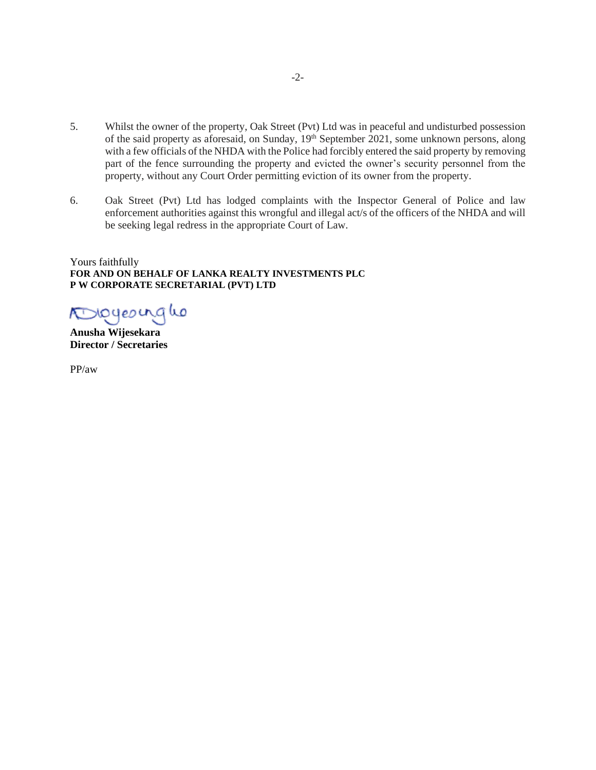5. Whilst the owner of the property, Oak Street (Pvt) Ltd was in peaceful and undisturbed possession of the said property as aforesaid, on Sunday, 19th September 2021, some unknown persons, along with a few officials of the NHDA with the Police had forcibly entered the said property by removing part of the fence surrounding the property and evicted the owner's security personnel from the property, without any Court Order permitting eviction of its owner from the property.

6. Oak Street (Pvt) Ltd has lodged complaints with the Inspector General of Police and law enforcement authorities against this wrongful and illegal act/s of the officers of the NHDA and will be seeking legal redress in the appropriate Court of Law.

Yours faithfully
**FOR AND ON BEHALF OF LANKA REALTY INVESTMENTS PLC**
**P W CORPORATE SECRETARIAL (PVT) LTD**

**Anusha Wijesekara**
**Director / Secretaries**

PP/aw